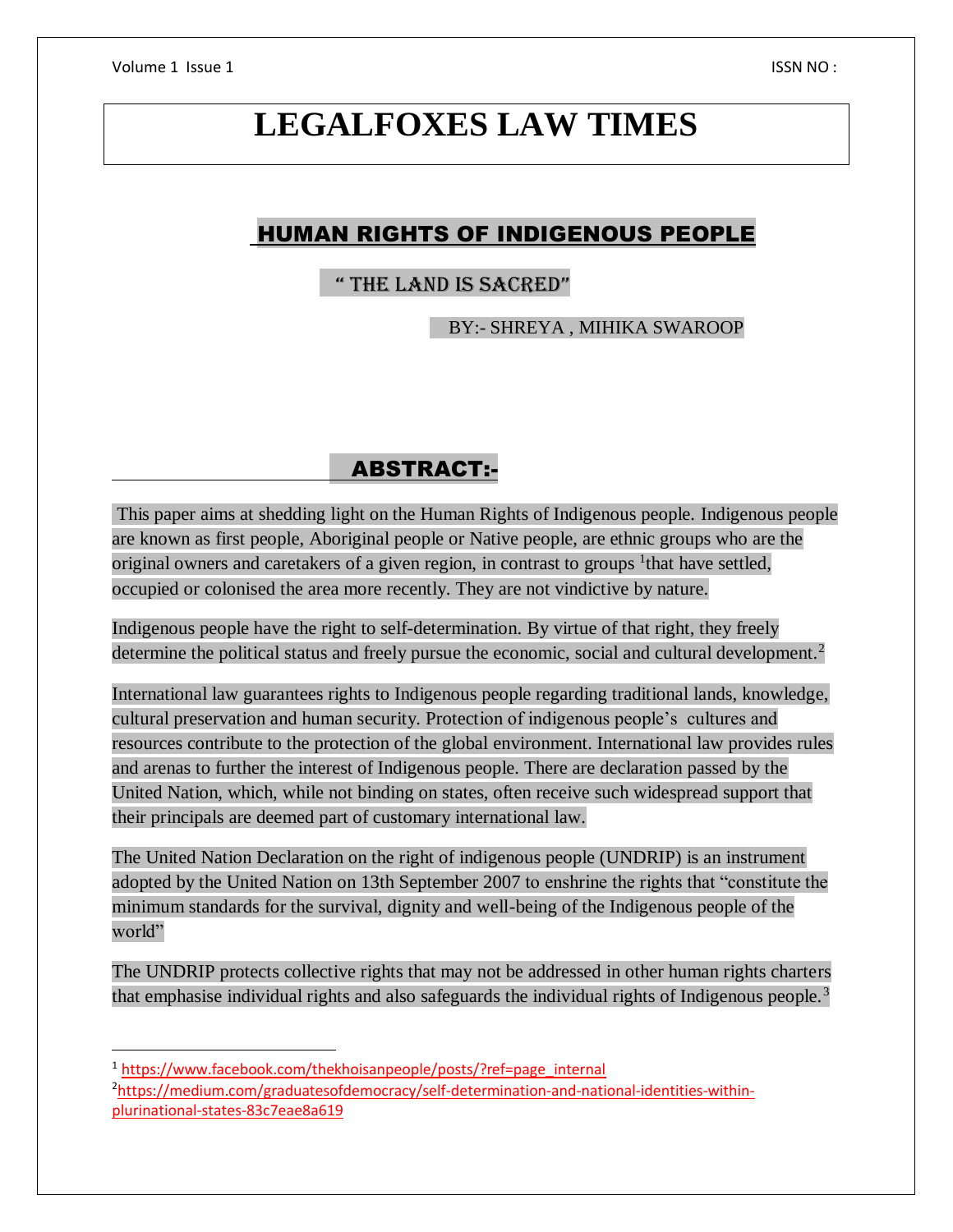# LEGALFOXES LAW TIMES

## HUMAN RIGHTS OF INDIGENOUS PEOPLE

### " THE LAND IS SACRED"

BY:- SHREYA , MIHIKA SWAROOP

## ABSTRACT:-

This paper aims at shedding light on the Human Rights of Indigenous people. Indigenous people are known as first people, Aboriginal people or Native people, are ethnic groups who are the original owners and caretakers of a given region, in contrast to groups [1]that have settled, occupied or colonised the area more recently. They are not vindictive by nature.

Indigenous people have the right to self-determination. By virtue of that right, they freely determine the political status and freely pursue the economic, social and cultural development.[2]

International law guarantees rights to Indigenous people regarding traditional lands, knowledge, cultural preservation and human security. Protection of indigenous people's cultures and resources contribute to the protection of the global environment. International law provides rules and arenas to further the interest of Indigenous people. There are declaration passed by the United Nation, which, while not binding on states, often receive such widespread support that their principals are deemed part of customary international law.

The United Nation Declaration on the right of indigenous people (UNDRIP) is an instrument adopted by the United Nation on 13th September 2007 to enshrine the rights that "constitute the minimum standards for the survival, dignity and well-being of the Indigenous people of the world"

The UNDRIP protects collective rights that may not be addressed in other human rights charters that emphasise individual rights and also safeguards the individual rights of Indigenous people.[3]

---

[1] https://www.facebook.com/thekhoisanpeople/posts/?ref=page_internal

[2] https://medium.com/graduatesofdemocracy/self-determination-and-national-identities-within-plurinational-states-83c7eae8a619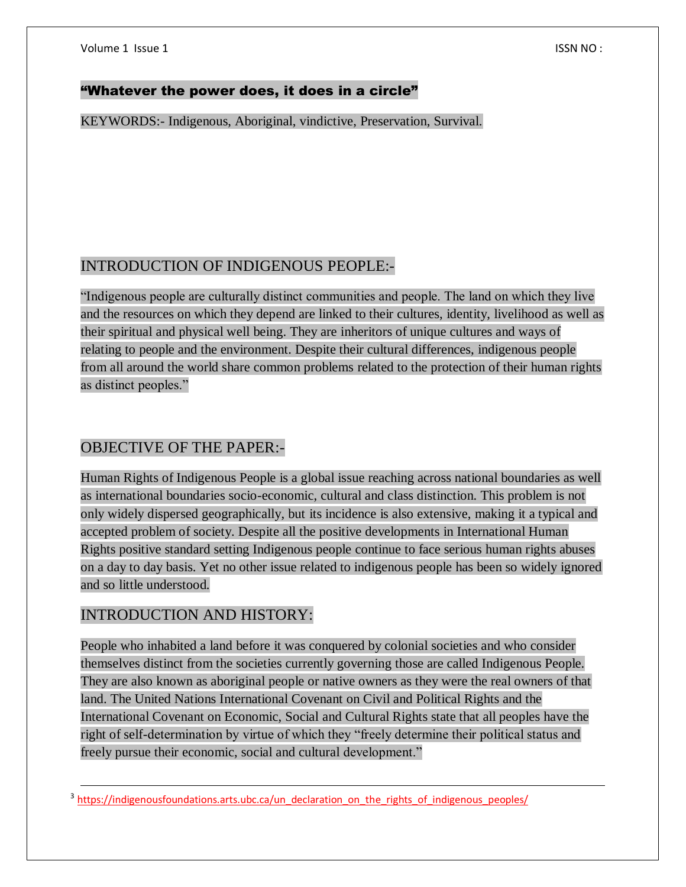**"Whatever the power does, it does in a circle"**

KEYWORDS:- Indigenous, Aboriginal, vindictive, Preservation, Survival.

## INTRODUCTION OF INDIGENOUS PEOPLE:-

"Indigenous people are culturally distinct communities and people. The land on which they live and the resources on which they depend are linked to their cultures, identity, livelihood as well as their spiritual and physical well being. They are inheritors of unique cultures and ways of relating to people and the environment. Despite their cultural differences, indigenous people from all around the world share common problems related to the protection of their human rights as distinct peoples."

## OBJECTIVE OF THE PAPER:-

Human Rights of Indigenous People is a global issue reaching across national boundaries as well as international boundaries socio-economic, cultural and class distinction. This problem is not only widely dispersed geographically, but its incidence is also extensive, making it a typical and accepted problem of society. Despite all the positive developments in International Human Rights positive standard setting Indigenous people continue to face serious human rights abuses on a day to day basis. Yet no other issue related to indigenous people has been so widely ignored and so little understood.

## INTRODUCTION AND HISTORY:

People who inhabited a land before it was conquered by colonial societies and who consider themselves distinct from the societies currently governing those are called Indigenous People. They are also known as aboriginal people or native owners as they were the real owners of that land. The United Nations International Covenant on Civil and Political Rights and the International Covenant on Economic, Social and Cultural Rights state that all peoples have the right of self-determination by virtue of which they "freely determine their political status and freely pursue their economic, social and cultural development."

---

[3] https://indigenousfoundations.arts.ubc.ca/un_declaration_on_the_rights_of_indigenous_peoples/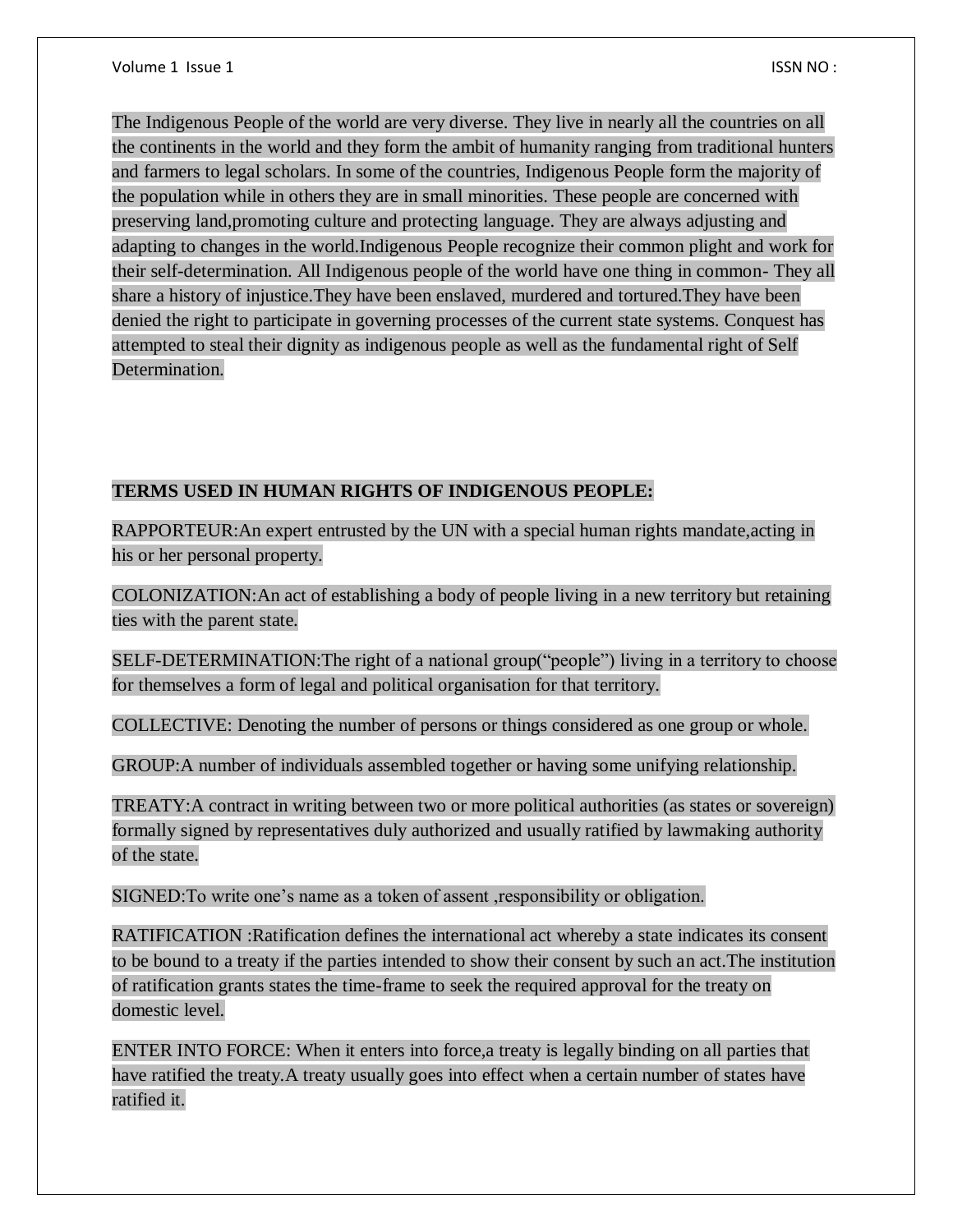The Indigenous People of the world are very diverse. They live in nearly all the countries on all the continents in the world and they form the ambit of humanity ranging from traditional hunters and farmers to legal scholars. In some of the countries, Indigenous People form the majority of the population while in others they are in small minorities. These people are concerned with preserving land,promoting culture and protecting language. They are always adjusting and adapting to changes in the world.Indigenous People recognize their common plight and work for their self-determination. All Indigenous people of the world have one thing in common- They all share a history of injustice.They have been enslaved, murdered and tortured.They have been denied the right to participate in governing processes of the current state systems. Conquest has attempted to steal their dignity as indigenous people as well as the fundamental right of Self Determination.

**TERMS USED IN HUMAN RIGHTS OF INDIGENOUS PEOPLE:**

RAPPORTEUR:An expert entrusted by the UN with a special human rights mandate,acting in his or her personal property.

COLONIZATION:An act of establishing a body of people living in a new territory but retaining ties with the parent state.

SELF-DETERMINATION:The right of a national group("people") living in a territory to choose for themselves a form of legal and political organisation for that territory.

COLLECTIVE: Denoting the number of persons or things considered as one group or whole.

GROUP:A number of individuals assembled together or having some unifying relationship.

TREATY:A contract in writing between two or more political authorities (as states or sovereign) formally signed by representatives duly authorized and usually ratified by lawmaking authority of the state.

SIGNED:To write one's name as a token of assent ,responsibility or obligation.

RATIFICATION :Ratification defines the international act whereby a state indicates its consent to be bound to a treaty if the parties intended to show their consent by such an act.The institution of ratification grants states the time-frame to seek the required approval for the treaty on domestic level.

ENTER INTO FORCE: When it enters into force,a treaty is legally binding on all parties that have ratified the treaty.A treaty usually goes into effect when a certain number of states have ratified it.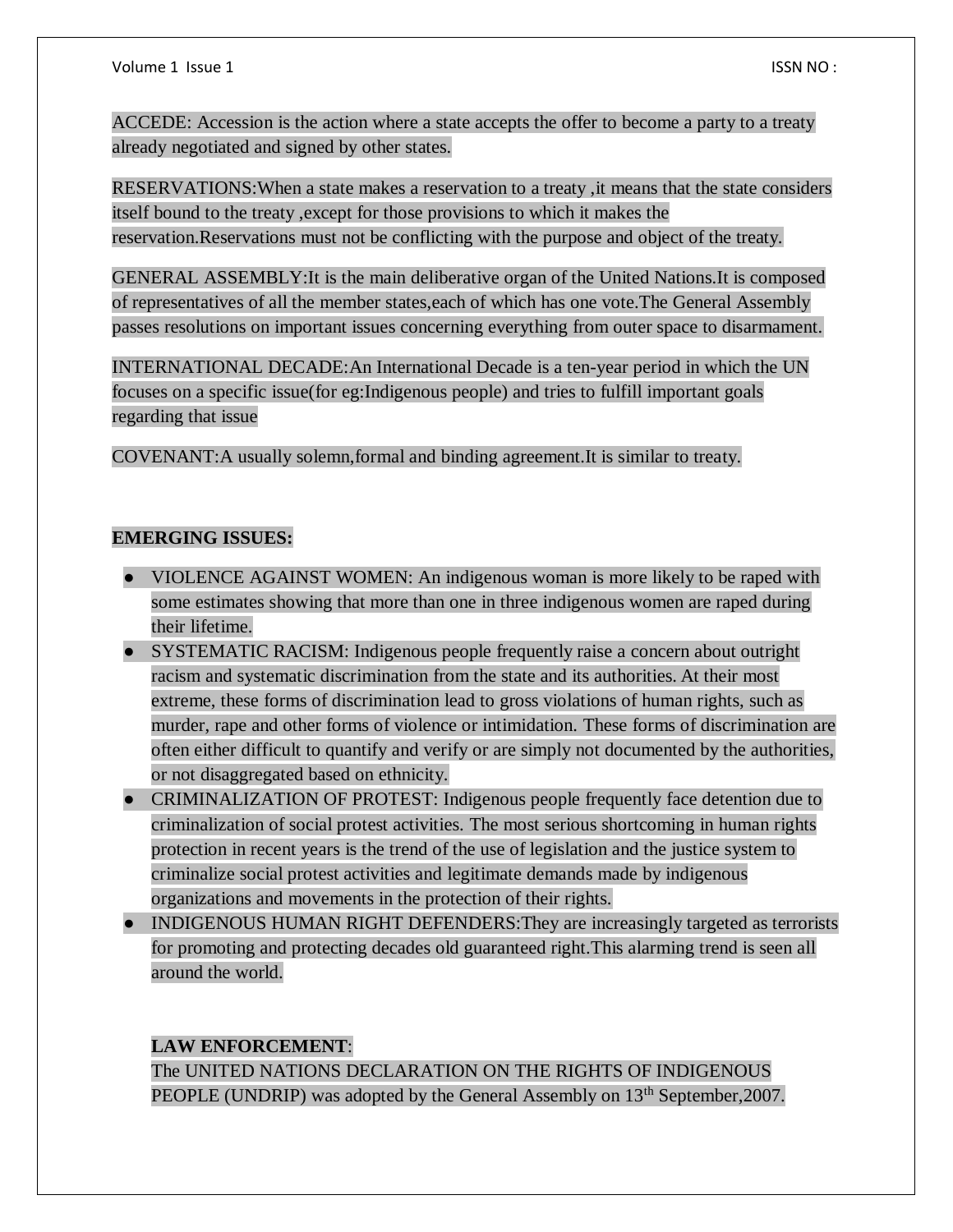ACCEDE: Accession is the action where a state accepts the offer to become a party to a treaty already negotiated and signed by other states.

RESERVATIONS:When a state makes a reservation to a treaty ,it means that the state considers itself bound to the treaty ,except for those provisions to which it makes the reservation.Reservations must not be conflicting with the purpose and object of the treaty.

GENERAL ASSEMBLY:It is the main deliberative organ of the United Nations.It is composed of representatives of all the member states,each of which has one vote.The General Assembly passes resolutions on important issues concerning everything from outer space to disarmament.

INTERNATIONAL DECADE:An International Decade is a ten-year period in which the UN focuses on a specific issue(for eg:Indigenous people) and tries to fulfill important goals regarding that issue

COVENANT:A usually solemn,formal and binding agreement.It is similar to treaty.

**EMERGING ISSUES:**

- VIOLENCE AGAINST WOMEN: An indigenous woman is more likely to be raped with some estimates showing that more than one in three indigenous women are raped during their lifetime.
- SYSTEMATIC RACISM: Indigenous people frequently raise a concern about outright racism and systematic discrimination from the state and its authorities. At their most extreme, these forms of discrimination lead to gross violations of human rights, such as murder, rape and other forms of violence or intimidation. These forms of discrimination are often either difficult to quantify and verify or are simply not documented by the authorities, or not disaggregated based on ethnicity.
- CRIMINALIZATION OF PROTEST: Indigenous people frequently face detention due to criminalization of social protest activities. The most serious shortcoming in human rights protection in recent years is the trend of the use of legislation and the justice system to criminalize social protest activities and legitimate demands made by indigenous organizations and movements in the protection of their rights.
- INDIGENOUS HUMAN RIGHT DEFENDERS:They are increasingly targeted as terrorists for promoting and protecting decades old guaranteed right.This alarming trend is seen all around the world.

**LAW ENFORCEMENT**:

The UNITED NATIONS DECLARATION ON THE RIGHTS OF INDIGENOUS PEOPLE (UNDRIP) was adopted by the General Assembly on 13th September,2007.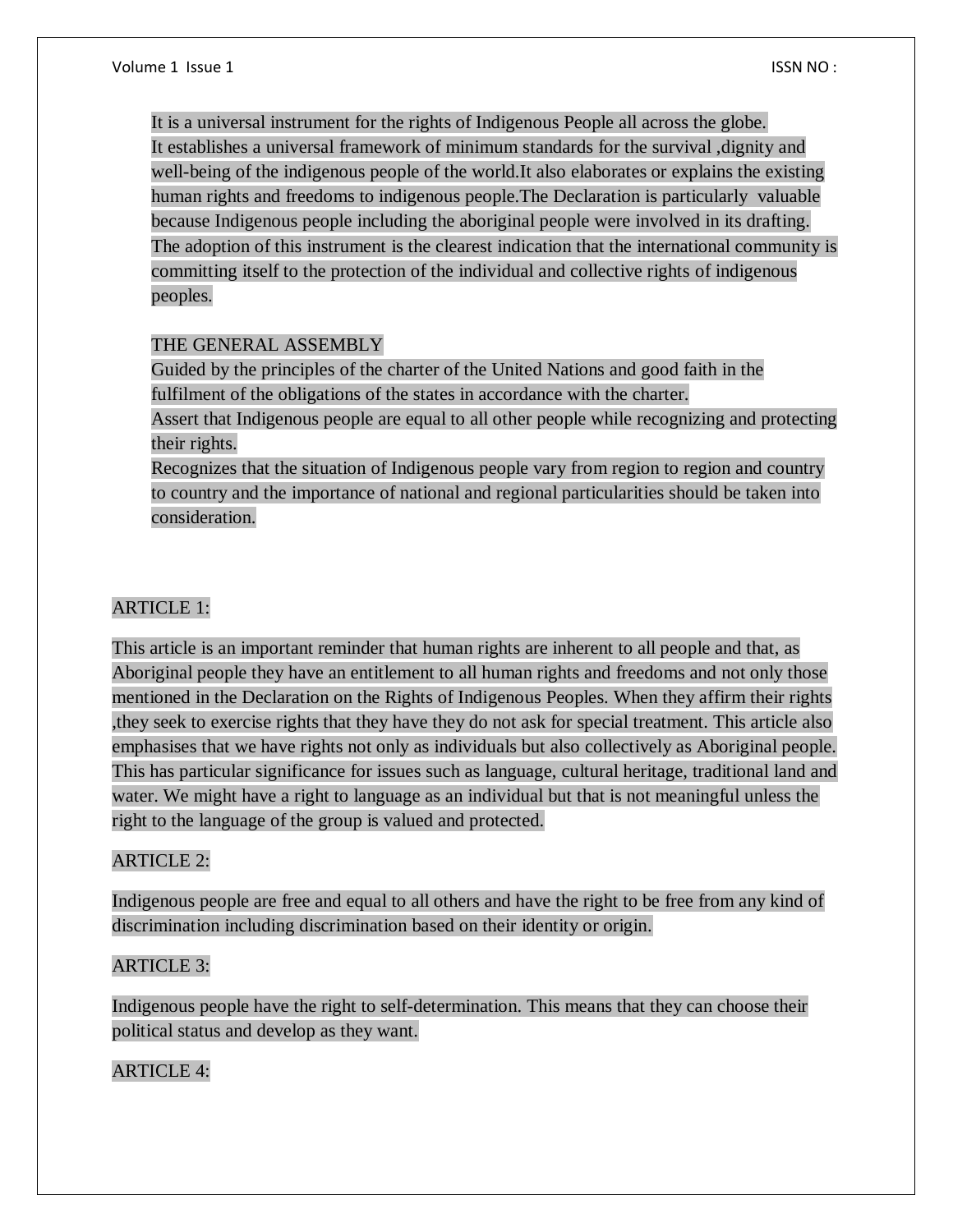It is a universal instrument for the rights of Indigenous People all across the globe. It establishes a universal framework of minimum standards for the survival ,dignity and well-being of the indigenous people of the world.It also elaborates or explains the existing human rights and freedoms to indigenous people.The Declaration is particularly valuable because Indigenous people including the aboriginal people were involved in its drafting. The adoption of this instrument is the clearest indication that the international community is committing itself to the protection of the individual and collective rights of indigenous peoples.

THE GENERAL ASSEMBLY

Guided by the principles of the charter of the United Nations and good faith in the fulfilment of the obligations of the states in accordance with the charter.

Assert that Indigenous people are equal to all other people while recognizing and protecting their rights.

Recognizes that the situation of Indigenous people vary from region to region and country to country and the importance of national and regional particularities should be taken into consideration.

ARTICLE 1:

This article is an important reminder that human rights are inherent to all people and that, as Aboriginal people they have an entitlement to all human rights and freedoms and not only those mentioned in the Declaration on the Rights of Indigenous Peoples. When they affirm their rights ,they seek to exercise rights that they have they do not ask for special treatment. This article also emphasises that we have rights not only as individuals but also collectively as Aboriginal people. This has particular significance for issues such as language, cultural heritage, traditional land and water. We might have a right to language as an individual but that is not meaningful unless the right to the language of the group is valued and protected.

ARTICLE 2:

Indigenous people are free and equal to all others and have the right to be free from any kind of discrimination including discrimination based on their identity or origin.

ARTICLE 3:

Indigenous people have the right to self-determination. This means that they can choose their political status and develop as they want.

ARTICLE 4: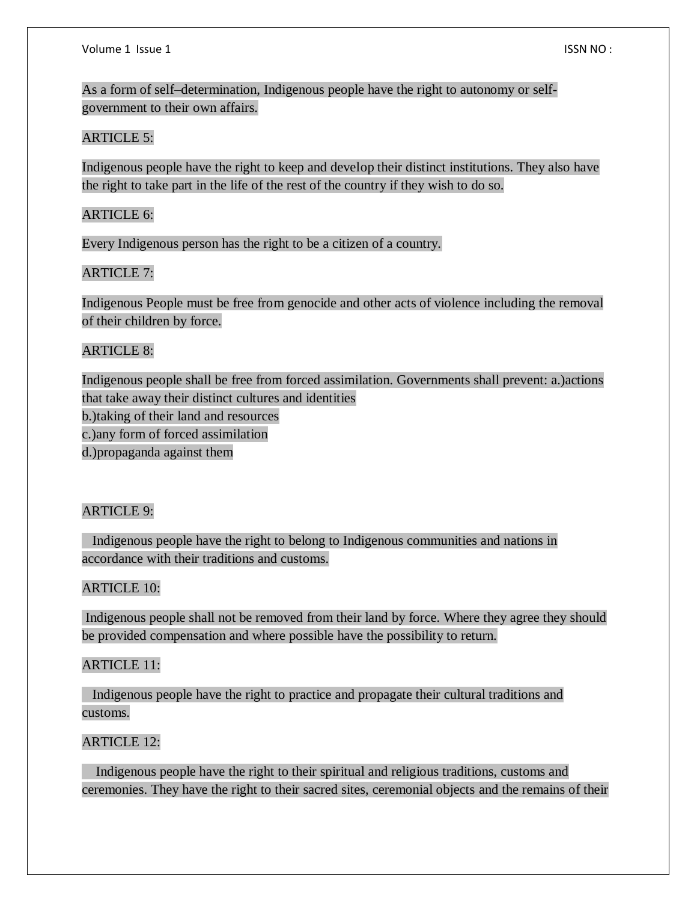As a form of self–determination, Indigenous people have the right to autonomy or self-government to their own affairs.

ARTICLE 5:

Indigenous people have the right to keep and develop their distinct institutions. They also have the right to take part in the life of the rest of the country if they wish to do so.

ARTICLE 6:

Every Indigenous person has the right to be a citizen of a country.

ARTICLE 7:

Indigenous People must be free from genocide and other acts of violence including the removal of their children by force.

ARTICLE 8:

Indigenous people shall be free from forced assimilation. Governments shall prevent: a.)actions that take away their distinct cultures and identities
b.)taking of their land and resources
c.)any form of forced assimilation
d.)propaganda against them

ARTICLE 9:

Indigenous people have the right to belong to Indigenous communities and nations in accordance with their traditions and customs.

ARTICLE 10:

Indigenous people shall not be removed from their land by force. Where they agree they should be provided compensation and where possible have the possibility to return.

ARTICLE 11:

Indigenous people have the right to practice and propagate their cultural traditions and customs.

ARTICLE 12:

Indigenous people have the right to their spiritual and religious traditions, customs and ceremonies. They have the right to their sacred sites, ceremonial objects and the remains of their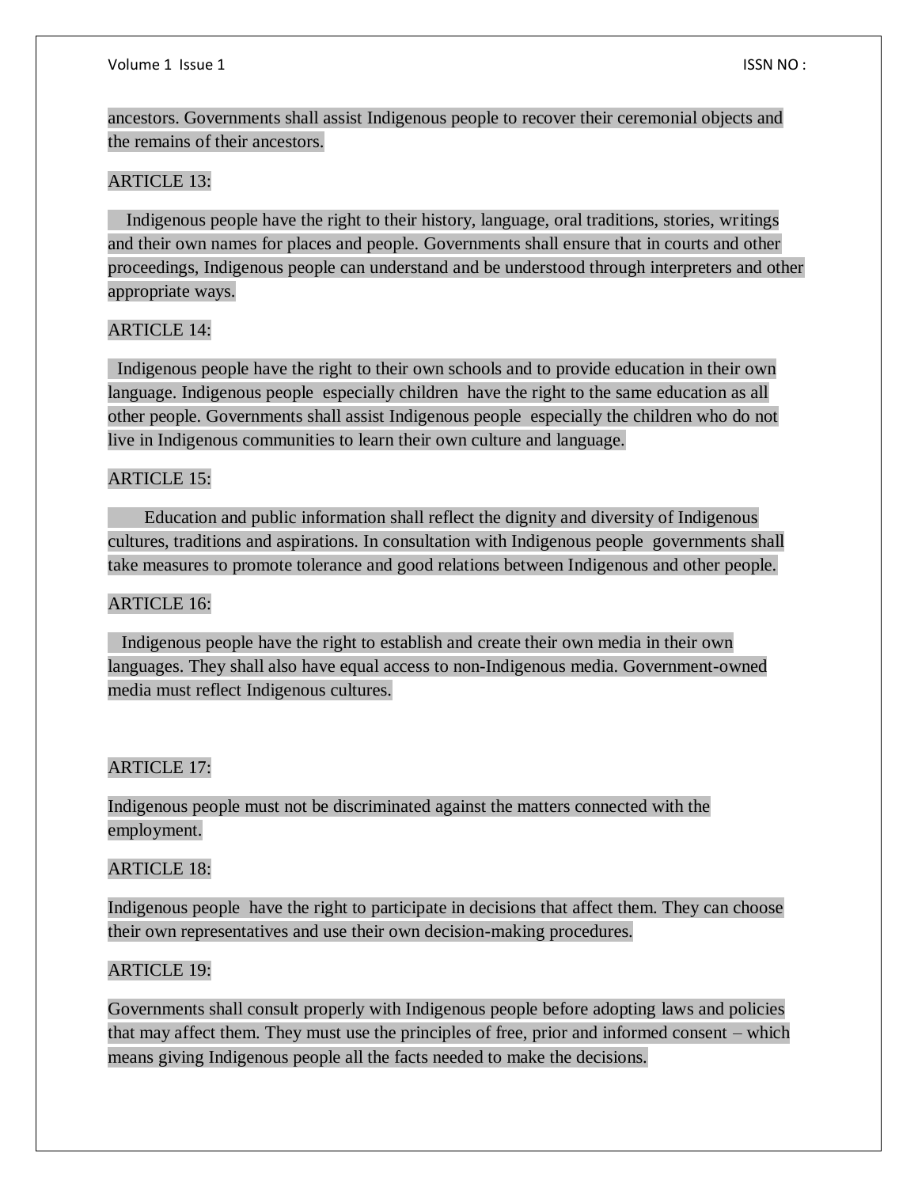ancestors. Governments shall assist Indigenous people to recover their ceremonial objects and the remains of their ancestors.

ARTICLE 13:

Indigenous people have the right to their history, language, oral traditions, stories, writings and their own names for places and people. Governments shall ensure that in courts and other proceedings, Indigenous people can understand and be understood through interpreters and other appropriate ways.

ARTICLE 14:

Indigenous people have the right to their own schools and to provide education in their own language. Indigenous people especially children have the right to the same education as all other people. Governments shall assist Indigenous people especially the children who do not live in Indigenous communities to learn their own culture and language.

ARTICLE 15:

Education and public information shall reflect the dignity and diversity of Indigenous cultures, traditions and aspirations. In consultation with Indigenous people governments shall take measures to promote tolerance and good relations between Indigenous and other people.

ARTICLE 16:

Indigenous people have the right to establish and create their own media in their own languages. They shall also have equal access to non-Indigenous media. Government-owned media must reflect Indigenous cultures.

ARTICLE 17:

Indigenous people must not be discriminated against the matters connected with the employment.

ARTICLE 18:

Indigenous people have the right to participate in decisions that affect them. They can choose their own representatives and use their own decision-making procedures.

ARTICLE 19:

Governments shall consult properly with Indigenous people before adopting laws and policies that may affect them. They must use the principles of free, prior and informed consent – which means giving Indigenous people all the facts needed to make the decisions.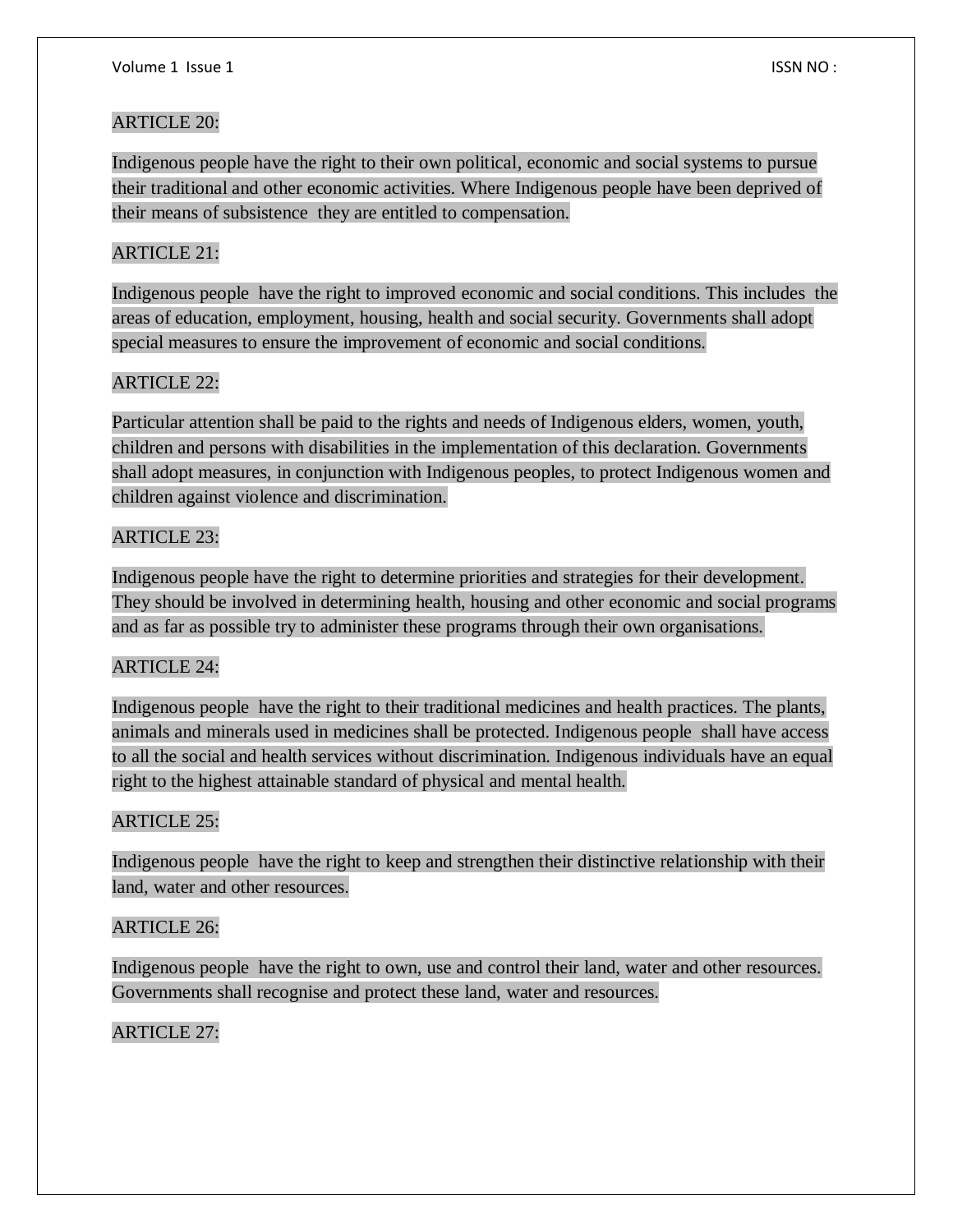ARTICLE 20:

Indigenous people have the right to their own political, economic and social systems to pursue their traditional and other economic activities. Where Indigenous people have been deprived of their means of subsistence they are entitled to compensation.

ARTICLE 21:

Indigenous people have the right to improved economic and social conditions. This includes the areas of education, employment, housing, health and social security. Governments shall adopt special measures to ensure the improvement of economic and social conditions.

ARTICLE 22:

Particular attention shall be paid to the rights and needs of Indigenous elders, women, youth, children and persons with disabilities in the implementation of this declaration. Governments shall adopt measures, in conjunction with Indigenous peoples, to protect Indigenous women and children against violence and discrimination.

ARTICLE 23:

Indigenous people have the right to determine priorities and strategies for their development. They should be involved in determining health, housing and other economic and social programs and as far as possible try to administer these programs through their own organisations.

ARTICLE 24:

Indigenous people have the right to their traditional medicines and health practices. The plants, animals and minerals used in medicines shall be protected. Indigenous people shall have access to all the social and health services without discrimination. Indigenous individuals have an equal right to the highest attainable standard of physical and mental health.

ARTICLE 25:

Indigenous people have the right to keep and strengthen their distinctive relationship with their land, water and other resources.

ARTICLE 26:

Indigenous people have the right to own, use and control their land, water and other resources. Governments shall recognise and protect these land, water and resources.

ARTICLE 27: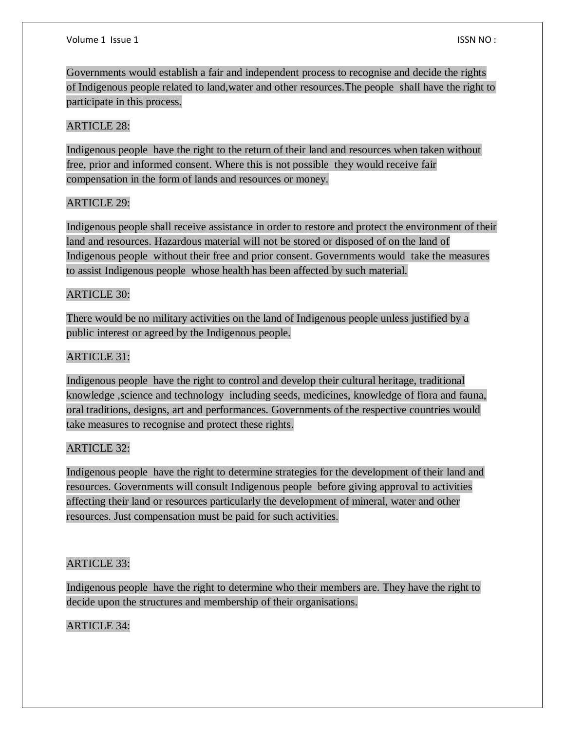Governments would establish a fair and independent process to recognise and decide the rights of Indigenous people related to land,water and other resources.The people shall have the right to participate in this process.

ARTICLE 28:

Indigenous people have the right to the return of their land and resources when taken without free, prior and informed consent. Where this is not possible they would receive fair compensation in the form of lands and resources or money.

ARTICLE 29:

Indigenous people shall receive assistance in order to restore and protect the environment of their land and resources. Hazardous material will not be stored or disposed of on the land of Indigenous people without their free and prior consent. Governments would take the measures to assist Indigenous people whose health has been affected by such material.

ARTICLE 30:

There would be no military activities on the land of Indigenous people unless justified by a public interest or agreed by the Indigenous people.

ARTICLE 31:

Indigenous people have the right to control and develop their cultural heritage, traditional knowledge ,science and technology including seeds, medicines, knowledge of flora and fauna, oral traditions, designs, art and performances. Governments of the respective countries would take measures to recognise and protect these rights.

ARTICLE 32:

Indigenous people have the right to determine strategies for the development of their land and resources. Governments will consult Indigenous people before giving approval to activities affecting their land or resources particularly the development of mineral, water and other resources. Just compensation must be paid for such activities.

ARTICLE 33:

Indigenous people have the right to determine who their members are. They have the right to decide upon the structures and membership of their organisations.

ARTICLE 34: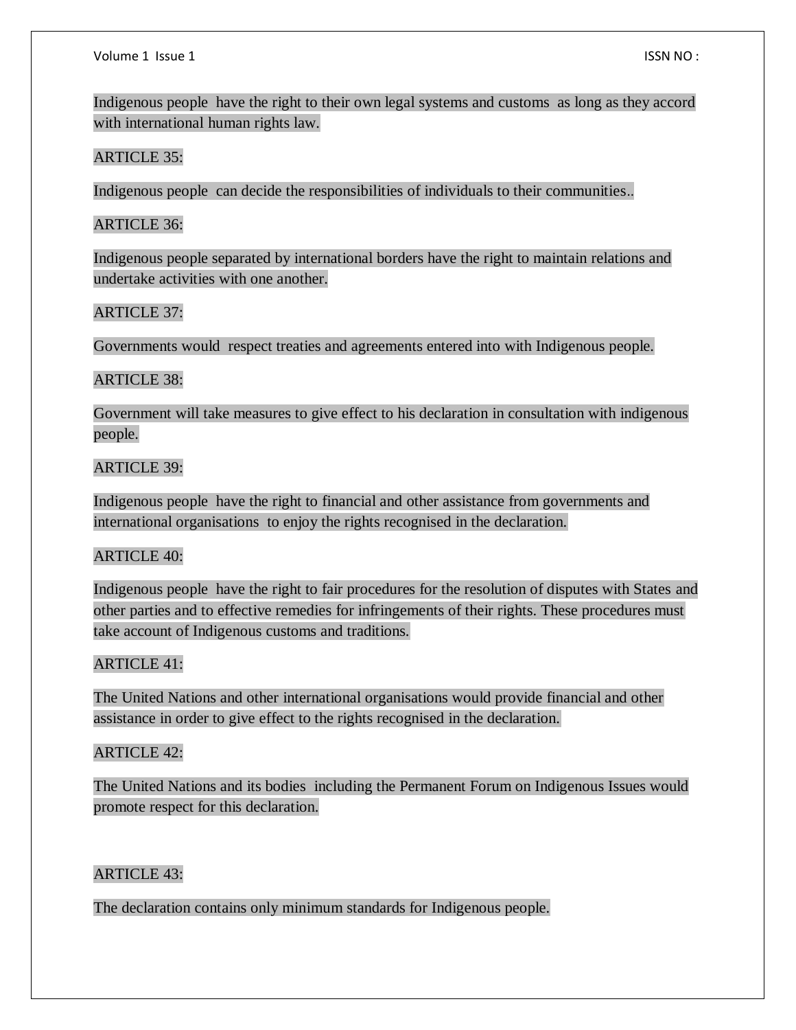Indigenous people  have the right to their own legal systems and customs  as long as they accord with international human rights law.

ARTICLE 35:

Indigenous people  can decide the responsibilities of individuals to their communities..

ARTICLE 36:

Indigenous people separated by international borders have the right to maintain relations and undertake activities with one another.

ARTICLE 37:

Governments would  respect treaties and agreements entered into with Indigenous people.

ARTICLE 38:

Government will take measures to give effect to his declaration in consultation with indigenous people.

ARTICLE 39:

Indigenous people  have the right to financial and other assistance from governments and international organisations  to enjoy the rights recognised in the declaration.

ARTICLE 40:

Indigenous people  have the right to fair procedures for the resolution of disputes with States and other parties and to effective remedies for infringements of their rights. These procedures must take account of Indigenous customs and traditions.

ARTICLE 41:

The United Nations and other international organisations would provide financial and other assistance in order to give effect to the rights recognised in the declaration.

ARTICLE 42:

The United Nations and its bodies  including the Permanent Forum on Indigenous Issues would promote respect for this declaration.

ARTICLE 43:

The declaration contains only minimum standards for Indigenous people.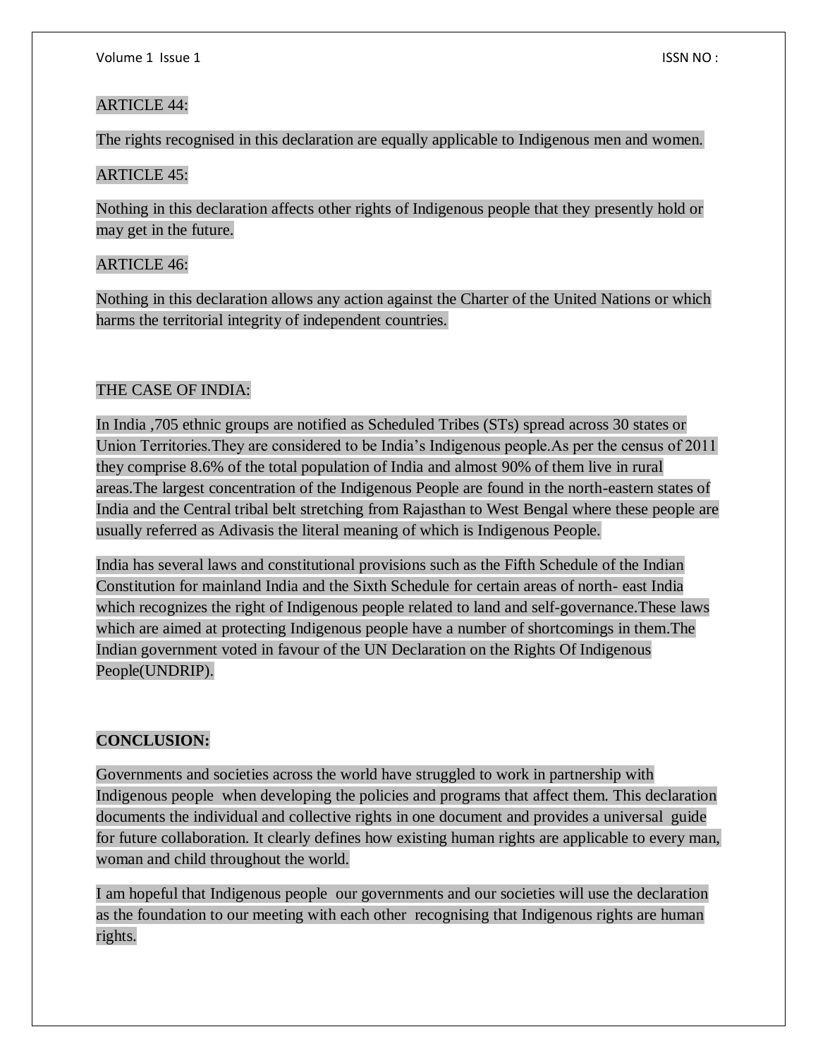ARTICLE 44:

The rights recognised in this declaration are equally applicable to Indigenous men and women.

ARTICLE 45:

Nothing in this declaration affects other rights of Indigenous people that they presently hold or may get in the future.

ARTICLE 46:

Nothing in this declaration allows any action against the Charter of the United Nations or which harms the territorial integrity of independent countries.

THE CASE OF INDIA:

In India ,705 ethnic groups are notified as Scheduled Tribes (STs) spread across 30 states or Union Territories.They are considered to be India's Indigenous people.As per the census of 2011 they comprise 8.6% of the total population of India and almost 90% of them live in rural areas.The largest concentration of the Indigenous People are found in the north-eastern states of India and the Central tribal belt stretching from Rajasthan to West Bengal where these people are usually referred as Adivasis the literal meaning of which is Indigenous People.

India has several laws and constitutional provisions such as the Fifth Schedule of the Indian Constitution for mainland India and the Sixth Schedule for certain areas of north- east India which recognizes the right of Indigenous people related to land and self-governance.These laws which are aimed at protecting Indigenous people have a number of shortcomings in them.The Indian government voted in favour of the UN Declaration on the Rights Of Indigenous People(UNDRIP).

**CONCLUSION:**

Governments and societies across the world have struggled to work in partnership with Indigenous people when developing the policies and programs that affect them. This declaration documents the individual and collective rights in one document and provides a universal guide for future collaboration. It clearly defines how existing human rights are applicable to every man, woman and child throughout the world.

I am hopeful that Indigenous people our governments and our societies will use the declaration as the foundation to our meeting with each other recognising that Indigenous rights are human rights.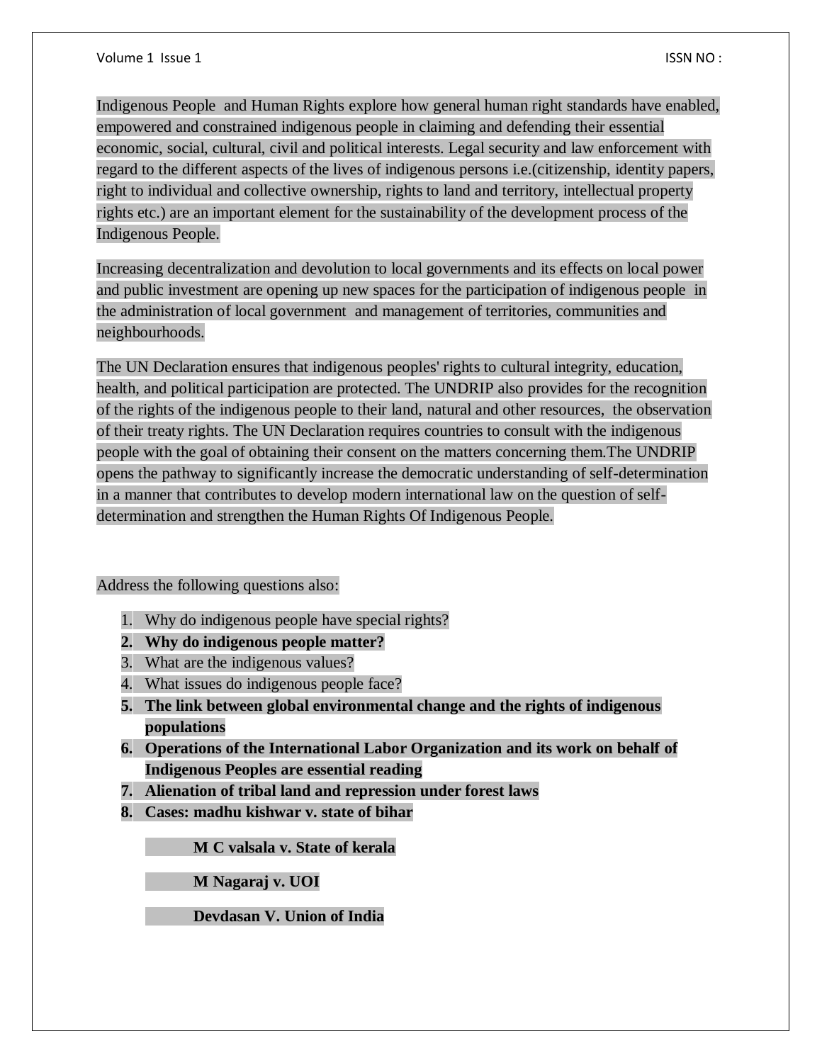Indigenous People and Human Rights explore how general human right standards have enabled, empowered and constrained indigenous people in claiming and defending their essential economic, social, cultural, civil and political interests. Legal security and law enforcement with regard to the different aspects of the lives of indigenous persons i.e.(citizenship, identity papers, right to individual and collective ownership, rights to land and territory, intellectual property rights etc.) are an important element for the sustainability of the development process of the Indigenous People.

Increasing decentralization and devolution to local governments and its effects on local power and public investment are opening up new spaces for the participation of indigenous people in the administration of local government and management of territories, communities and neighbourhoods.

The UN Declaration ensures that indigenous peoples' rights to cultural integrity, education, health, and political participation are protected. The UNDRIP also provides for the recognition of the rights of the indigenous people to their land, natural and other resources, the observation of their treaty rights. The UN Declaration requires countries to consult with the indigenous people with the goal of obtaining their consent on the matters concerning them.The UNDRIP opens the pathway to significantly increase the democratic understanding of self-determination in a manner that contributes to develop modern international law on the question of self-determination and strengthen the Human Rights Of Indigenous People.

Address the following questions also:

1. Why do indigenous people have special rights?
2. **Why do indigenous people matter?**
3. What are the indigenous values?
4. What issues do indigenous people face?
5. **The link between global environmental change and the rights of indigenous populations**
6. **Operations of the International Labor Organization and its work on behalf of Indigenous Peoples are essential reading**
7. **Alienation of tribal land and repression under forest laws**
8. **Cases: madhu kishwar v. state of bihar**

   **M C valsala v. State of kerala**

   **M Nagaraj v. UOI**

   **Devdasan V. Union of India**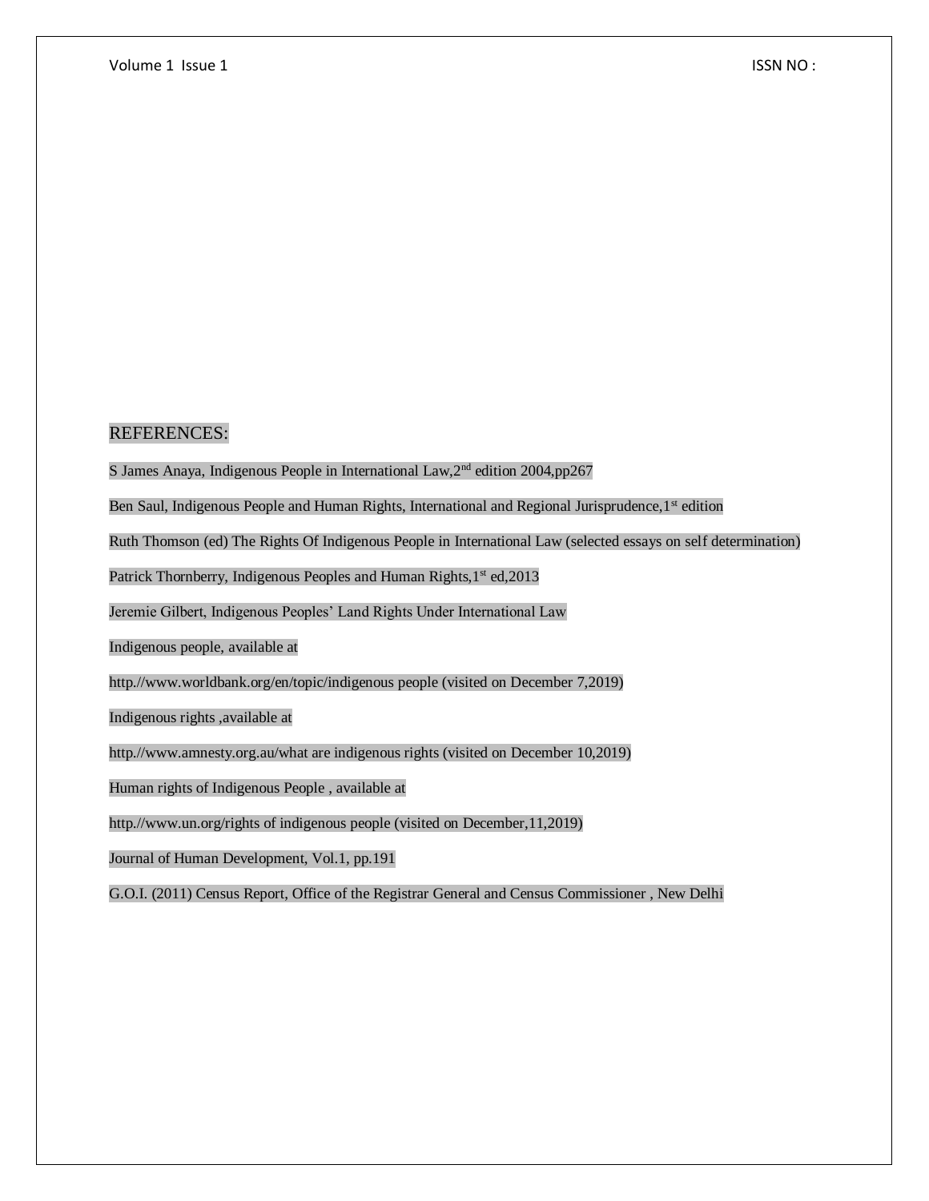## REFERENCES:

S James Anaya, Indigenous People in International Law,2nd edition 2004,pp267

Ben Saul, Indigenous People and Human Rights, International and Regional Jurisprudence,1st edition

Ruth Thomson (ed) The Rights Of Indigenous People in International Law (selected essays on self determination)

Patrick Thornberry, Indigenous Peoples and Human Rights,1st ed,2013

Jeremie Gilbert, Indigenous Peoples' Land Rights Under International Law

Indigenous people, available at

http.//www.worldbank.org/en/topic/indigenous people (visited on December 7,2019)

Indigenous rights ,available at

http.//www.amnesty.org.au/what are indigenous rights (visited on December 10,2019)

Human rights of Indigenous People , available at

http.//www.un.org/rights of indigenous people (visited on December,11,2019)

Journal of Human Development, Vol.1, pp.191

G.O.I. (2011) Census Report, Office of the Registrar General and Census Commissioner , New Delhi